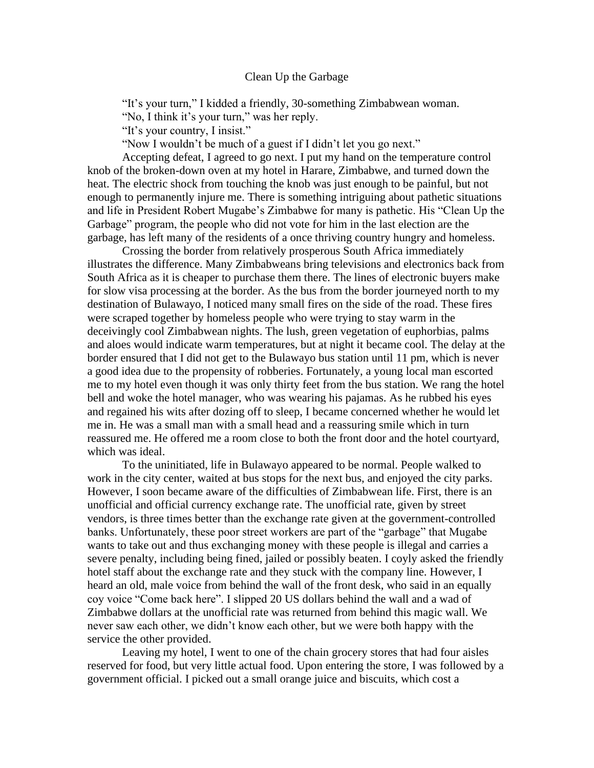# Clean Up the Garbage

"It's your turn," I kidded a friendly, 30-something Zimbabwean woman.

"No, I think it's your turn," was her reply.

"It's your country, I insist."

"Now I wouldn't be much of a guest if I didn't let you go next."

Accepting defeat, I agreed to go next. I put my hand on the temperature control knob of the broken-down oven at my hotel in Harare, Zimbabwe, and turned down the heat. The electric shock from touching the knob was just enough to be painful, but not enough to permanently injure me. There is something intriguing about pathetic situations and life in President Robert Mugabe's Zimbabwe for many is pathetic. His "Clean Up the Garbage" program, the people who did not vote for him in the last election are the garbage, has left many of the residents of a once thriving country hungry and homeless.

Crossing the border from relatively prosperous South Africa immediately illustrates the difference. Many Zimbabweans bring televisions and electronics back from South Africa as it is cheaper to purchase them there. The lines of electronic buyers make for slow visa processing at the border. As the bus from the border journeyed north to my destination of Bulawayo, I noticed many small fires on the side of the road. These fires were scraped together by homeless people who were trying to stay warm in the deceivingly cool Zimbabwean nights. The lush, green vegetation of euphorbias, palms and aloes would indicate warm temperatures, but at night it became cool. The delay at the border ensured that I did not get to the Bulawayo bus station until 11 pm, which is never a good idea due to the propensity of robberies. Fortunately, a young local man escorted me to my hotel even though it was only thirty feet from the bus station. We rang the hotel bell and woke the hotel manager, who was wearing his pajamas. As he rubbed his eyes and regained his wits after dozing off to sleep, I became concerned whether he would let me in. He was a small man with a small head and a reassuring smile which in turn reassured me. He offered me a room close to both the front door and the hotel courtyard, which was ideal.

To the uninitiated, life in Bulawayo appeared to be normal. People walked to work in the city center, waited at bus stops for the next bus, and enjoyed the city parks. However, I soon became aware of the difficulties of Zimbabwean life. First, there is an unofficial and official currency exchange rate. The unofficial rate, given by street vendors, is three times better than the exchange rate given at the government-controlled banks. Unfortunately, these poor street workers are part of the "garbage" that Mugabe wants to take out and thus exchanging money with these people is illegal and carries a severe penalty, including being fined, jailed or possibly beaten. I coyly asked the friendly hotel staff about the exchange rate and they stuck with the company line. However, I heard an old, male voice from behind the wall of the front desk, who said in an equally coy voice "Come back here". I slipped 20 US dollars behind the wall and a wad of Zimbabwe dollars at the unofficial rate was returned from behind this magic wall. We never saw each other, we didn't know each other, but we were both happy with the service the other provided.

Leaving my hotel, I went to one of the chain grocery stores that had four aisles reserved for food, but very little actual food. Upon entering the store, I was followed by a government official. I picked out a small orange juice and biscuits, which cost a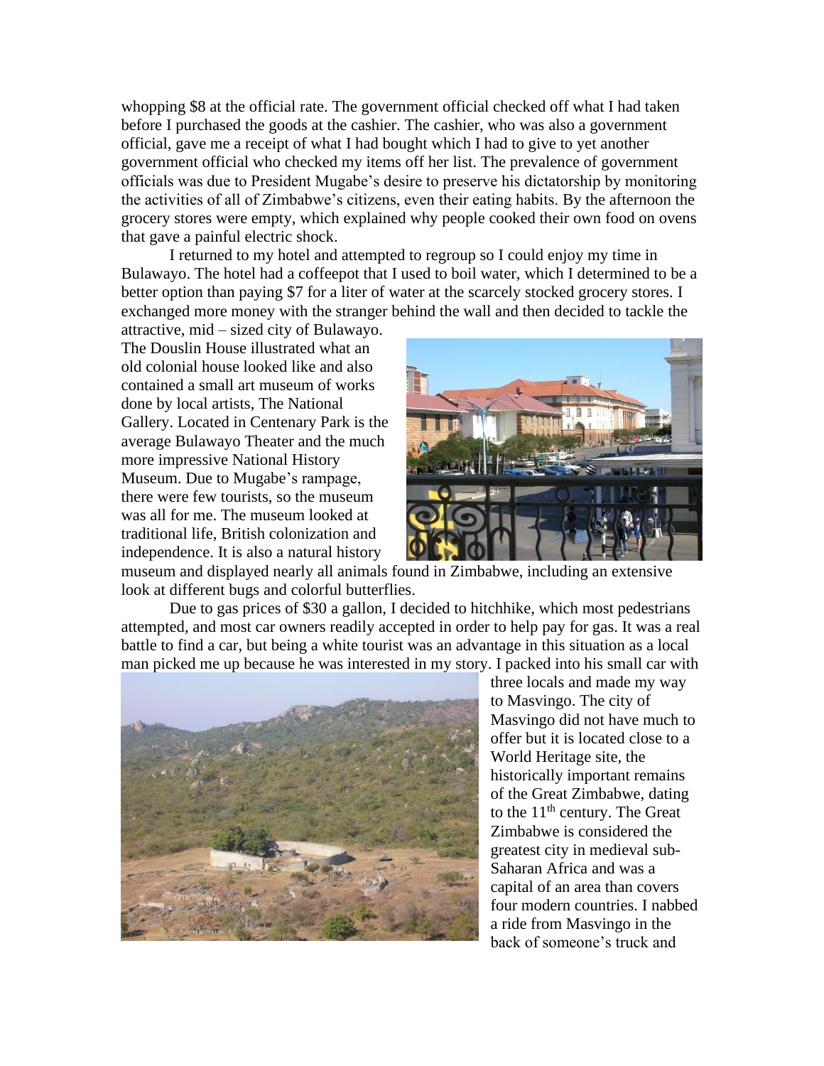whopping $8 at the official rate. The government official checked off what I had taken before I purchased the goods at the cashier. The cashier, who was also a government official, gave me a receipt of what I had bought which I had to give to yet another government official who checked my items off her list. The prevalence of government officials was due to President Mugabe's desire to preserve his dictatorship by monitoring the activities of all of Zimbabwe's citizens, even their eating habits. By the afternoon the grocery stores were empty, which explained why people cooked their own food on ovens that gave a painful electric shock.

I returned to my hotel and attempted to regroup so I could enjoy my time in Bulawayo. The hotel had a coffeepot that I used to boil water, which I determined to be a better option than paying $7 for a liter of water at the scarcely stocked grocery stores. I exchanged more money with the stranger behind the wall and then decided to tackle the attractive, mid – sized city of Bulawayo. The Douslin House illustrated what an old colonial house looked like and also contained a small art museum of works done by local artists, The National Gallery. Located in Centenary Park is the average Bulawayo Theater and the much more impressive National History Museum. Due to Mugabe's rampage, there were few tourists, so the museum was all for me. The museum looked at traditional life, British colonization and independence. It is also a natural history museum and displayed nearly all animals found in Zimbabwe, including an extensive look at different bugs and colorful butterflies.

Due to gas prices of $30 a gallon, I decided to hitchhike, which most pedestrians attempted, and most car owners readily accepted in order to help pay for gas. It was a real battle to find a car, but being a white tourist was an advantage in this situation as a local man picked me up because he was interested in my story. I packed into his small car with three locals and made my way to Masvingo. The city of Masvingo did not have much to offer but it is located close to a World Heritage site, the historically important remains of the Great Zimbabwe, dating to the 11th century. The Great Zimbabwe is considered the greatest city in medieval sub-Saharan Africa and was a capital of an area than covers four modern countries. I nabbed a ride from Masvingo in the back of someone's truck and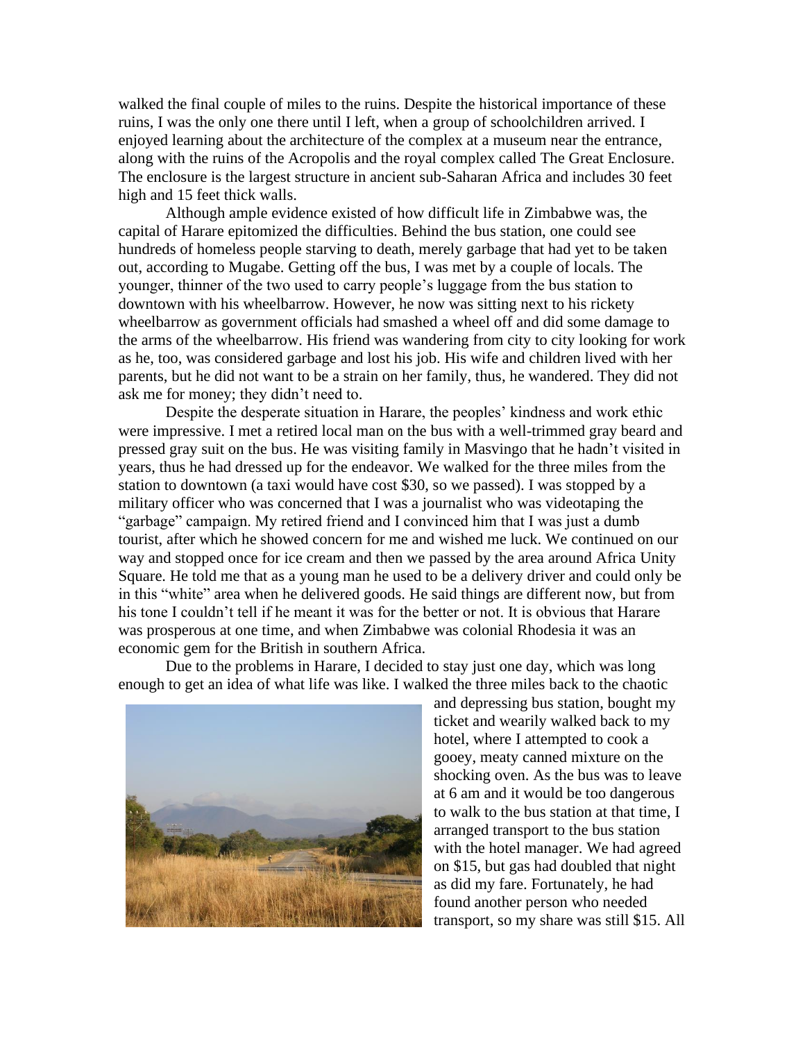walked the final couple of miles to the ruins. Despite the historical importance of these ruins, I was the only one there until I left, when a group of schoolchildren arrived. I enjoyed learning about the architecture of the complex at a museum near the entrance, along with the ruins of the Acropolis and the royal complex called The Great Enclosure. The enclosure is the largest structure in ancient sub-Saharan Africa and includes 30 feet high and 15 feet thick walls.

Although ample evidence existed of how difficult life in Zimbabwe was, the capital of Harare epitomized the difficulties. Behind the bus station, one could see hundreds of homeless people starving to death, merely garbage that had yet to be taken out, according to Mugabe. Getting off the bus, I was met by a couple of locals. The younger, thinner of the two used to carry people's luggage from the bus station to downtown with his wheelbarrow. However, he now was sitting next to his rickety wheelbarrow as government officials had smashed a wheel off and did some damage to the arms of the wheelbarrow. His friend was wandering from city to city looking for work as he, too, was considered garbage and lost his job. His wife and children lived with her parents, but he did not want to be a strain on her family, thus, he wandered. They did not ask me for money; they didn't need to.

Despite the desperate situation in Harare, the peoples' kindness and work ethic were impressive. I met a retired local man on the bus with a well-trimmed gray beard and pressed gray suit on the bus. He was visiting family in Masvingo that he hadn't visited in years, thus he had dressed up for the endeavor. We walked for the three miles from the station to downtown (a taxi would have cost $30, so we passed). I was stopped by a military officer who was concerned that I was a journalist who was videotaping the "garbage" campaign. My retired friend and I convinced him that I was just a dumb tourist, after which he showed concern for me and wished me luck. We continued on our way and stopped once for ice cream and then we passed by the area around Africa Unity Square. He told me that as a young man he used to be a delivery driver and could only be in this "white" area when he delivered goods. He said things are different now, but from his tone I couldn't tell if he meant it was for the better or not. It is obvious that Harare was prosperous at one time, and when Zimbabwe was colonial Rhodesia it was an economic gem for the British in southern Africa.

Due to the problems in Harare, I decided to stay just one day, which was long enough to get an idea of what life was like. I walked the three miles back to the chaotic and depressing bus station, bought my ticket and wearily walked back to my hotel, where I attempted to cook a gooey, meaty canned mixture on the shocking oven. As the bus was to leave at 6 am and it would be too dangerous to walk to the bus station at that time, I arranged transport to the bus station with the hotel manager. We had agreed on $15, but gas had doubled that night as did my fare. Fortunately, he had found another person who needed transport, so my share was still $15. All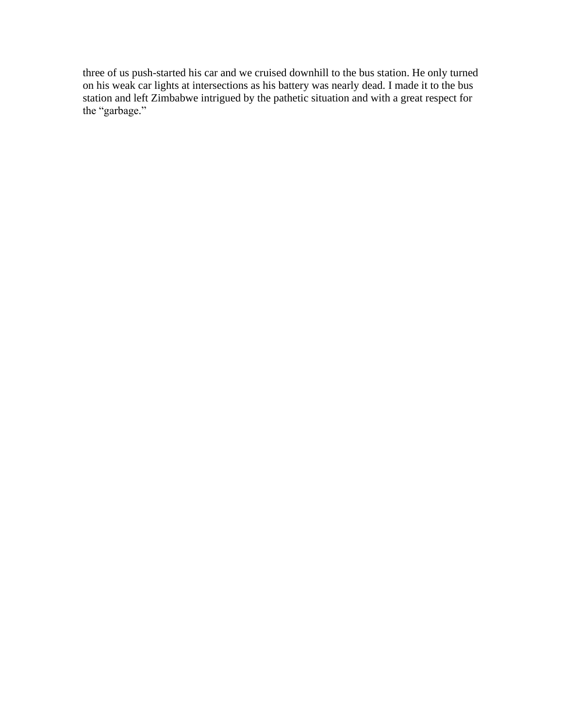three of us push-started his car and we cruised downhill to the bus station. He only turned on his weak car lights at intersections as his battery was nearly dead. I made it to the bus station and left Zimbabwe intrigued by the pathetic situation and with a great respect for the "garbage."